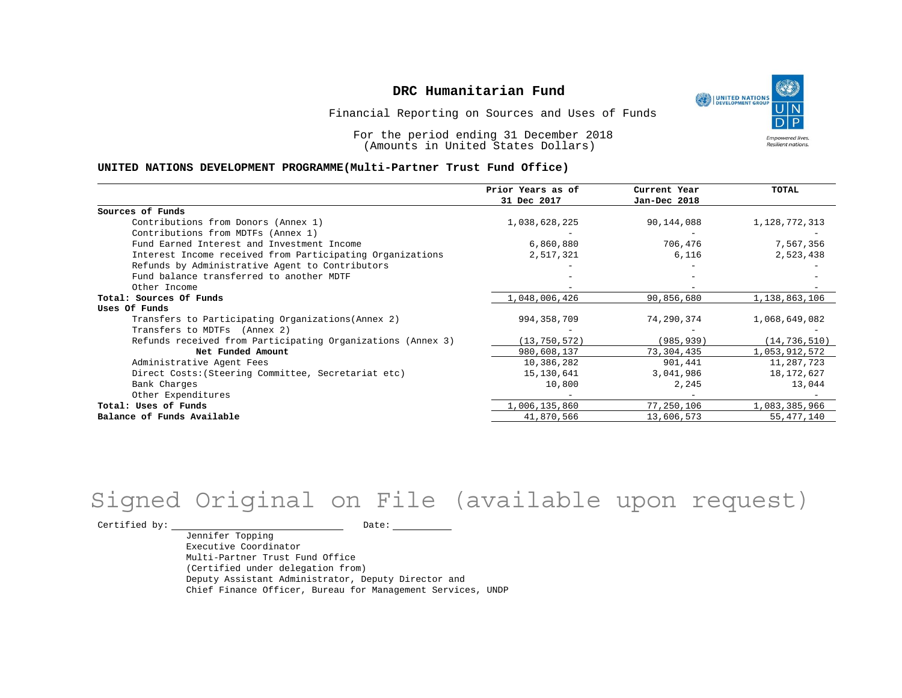# DRC Humanitarian Fund

Financial Reporting on Sources and Uses of Funds

For the period ending 31 December 2018
(Amounts in United States Dollars)

**UNITED NATIONS DEVELOPMENT PROGRAMME(Multi-Partner Trust Fund Office)**

| | Prior Years as of 31 Dec 2017 | Current Year Jan-Dec 2018 | TOTAL |
|---|---|---|---|
| **Sources of Funds** | | | |
| Contributions from Donors (Annex 1) | 1,038,628,225 | 90,144,088 | 1,128,772,313 |
| Contributions from MDTFs (Annex 1) | - | - | - |
| Fund Earned Interest and Investment Income | 6,860,880 | 706,476 | 7,567,356 |
| Interest Income received from Participating Organizations | 2,517,321 | 6,116 | 2,523,438 |
| Refunds by Administrative Agent to Contributors | - | - | - |
| Fund balance transferred to another MDTF | - | - | - |
| Other Income | - | - | - |
| **Total: Sources Of Funds** | 1,048,006,426 | 90,856,680 | 1,138,863,106 |
| **Uses Of Funds** | | | |
| Transfers to Participating Organizations(Annex 2) | 994,358,709 | 74,290,374 | 1,068,649,082 |
| Transfers to MDTFs (Annex 2) | - | - | - |
| Refunds received from Participating Organizations (Annex 3) | (13,750,572) | (985,939) | (14,736,510) |
| **Net Funded Amount** | 980,608,137 | 73,304,435 | 1,053,912,572 |
| Administrative Agent Fees | 10,386,282 | 901,441 | 11,287,723 |
| Direct Costs:(Steering Committee, Secretariat etc) | 15,130,641 | 3,041,986 | 18,172,627 |
| Bank Charges | 10,800 | 2,245 | 13,044 |
| Other Expenditures | - | - | - |
| **Total: Uses of Funds** | 1,006,135,860 | 77,250,106 | 1,083,385,966 |
| **Balance of Funds Available** | 41,870,566 | 13,606,573 | 55,477,140 |

Signed Original on File (available upon request)

Certified by: ____________________ Date: __________

Jennifer Topping
Executive Coordinator
Multi-Partner Trust Fund Office
(Certified under delegation from)
Deputy Assistant Administrator, Deputy Director and
Chief Finance Officer, Bureau for Management Services, UNDP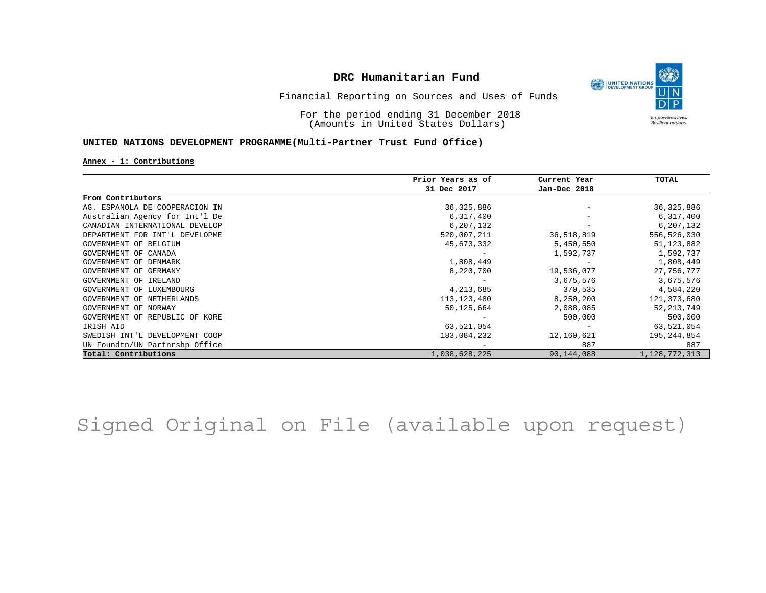# DRC Humanitarian Fund

Financial Reporting on Sources and Uses of Funds

For the period ending 31 December 2018
(Amounts in United States Dollars)

## UNITED NATIONS DEVELOPMENT PROGRAMME(Multi-Partner Trust Fund Office)

**Annex - 1: Contributions**

| | Prior Years as of 31 Dec 2017 | Current Year Jan-Dec 2018 | TOTAL |
|---|---|---|---|
| **From Contributors** | | | |
| AG. ESPANOLA DE COOPERACION IN | 36,325,886 | - | 36,325,886 |
| Australian Agency for Int'l De | 6,317,400 | - | 6,317,400 |
| CANADIAN INTERNATIONAL DEVELOP | 6,207,132 | - | 6,207,132 |
| DEPARTMENT FOR INT'L DEVELOPME | 520,007,211 | 36,518,819 | 556,526,030 |
| GOVERNMENT OF BELGIUM | 45,673,332 | 5,450,550 | 51,123,882 |
| GOVERNMENT OF CANADA | - | 1,592,737 | 1,592,737 |
| GOVERNMENT OF DENMARK | 1,808,449 | - | 1,808,449 |
| GOVERNMENT OF GERMANY | 8,220,700 | 19,536,077 | 27,756,777 |
| GOVERNMENT OF IRELAND | - | 3,675,576 | 3,675,576 |
| GOVERNMENT OF LUXEMBOURG | 4,213,685 | 370,535 | 4,584,220 |
| GOVERNMENT OF NETHERLANDS | 113,123,480 | 8,250,200 | 121,373,680 |
| GOVERNMENT OF NORWAY | 50,125,664 | 2,088,085 | 52,213,749 |
| GOVERNMENT OF REPUBLIC OF KORE | - | 500,000 | 500,000 |
| IRISH AID | 63,521,054 | - | 63,521,054 |
| SWEDISH INT'L DEVELOPMENT COOP | 183,084,232 | 12,160,621 | 195,244,854 |
| UN Foundtn/UN Partnrshp Office | - | 887 | 887 |
| **Total: Contributions** | 1,038,628,225 | 90,144,088 | 1,128,772,313 |

Signed Original on File (available upon request)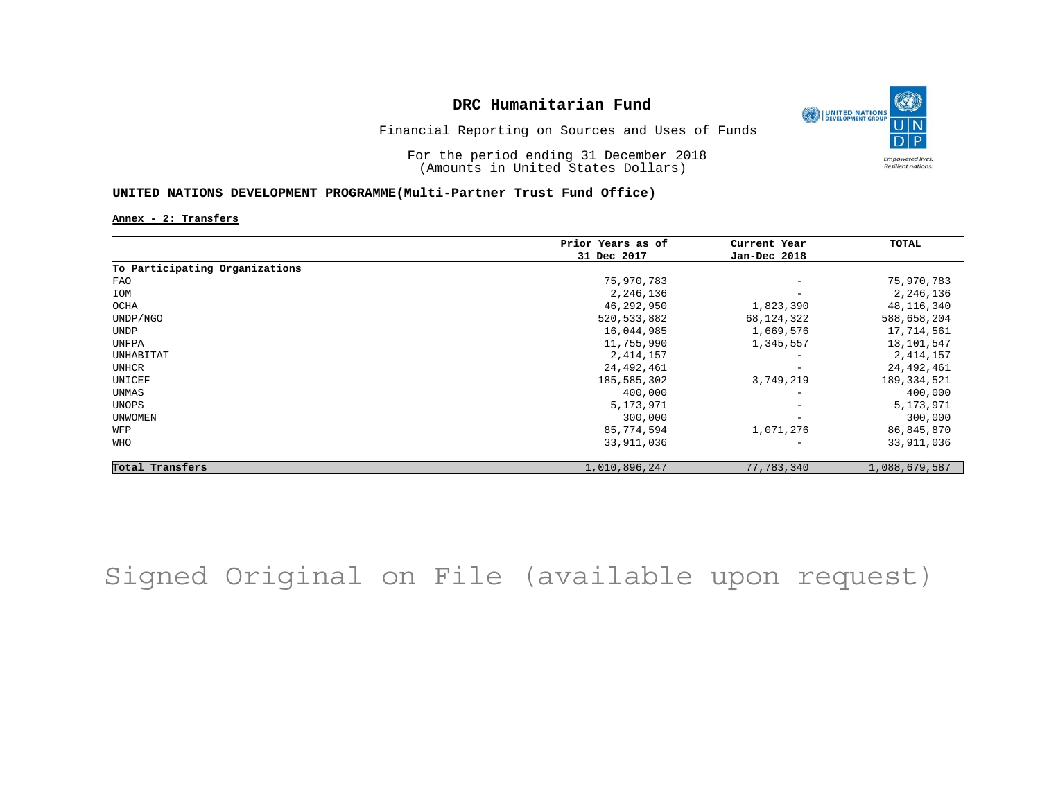## DRC Humanitarian Fund

Financial Reporting on Sources and Uses of Funds

For the period ending 31 December 2018
(Amounts in United States Dollars)

### UNITED NATIONS DEVELOPMENT PROGRAMME(Multi-Partner Trust Fund Office)

**Annex - 2: Transfers**

| | Prior Years as of 31 Dec 2017 | Current Year Jan-Dec 2018 | TOTAL |
|---|---|---|---|
| **To Participating Organizations** | | | |
| FAO | 75,970,783 | - | 75,970,783 |
| IOM | 2,246,136 | - | 2,246,136 |
| OCHA | 46,292,950 | 1,823,390 | 48,116,340 |
| UNDP/NGO | 520,533,882 | 68,124,322 | 588,658,204 |
| UNDP | 16,044,985 | 1,669,576 | 17,714,561 |
| UNFPA | 11,755,990 | 1,345,557 | 13,101,547 |
| UNHABITAT | 2,414,157 | - | 2,414,157 |
| UNHCR | 24,492,461 | - | 24,492,461 |
| UNICEF | 185,585,302 | 3,749,219 | 189,334,521 |
| UNMAS | 400,000 | - | 400,000 |
| UNOPS | 5,173,971 | - | 5,173,971 |
| UNWOMEN | 300,000 | - | 300,000 |
| WFP | 85,774,594 | 1,071,276 | 86,845,870 |
| WHO | 33,911,036 | - | 33,911,036 |
| **Total Transfers** | 1,010,896,247 | 77,783,340 | 1,088,679,587 |

Signed Original on File (available upon request)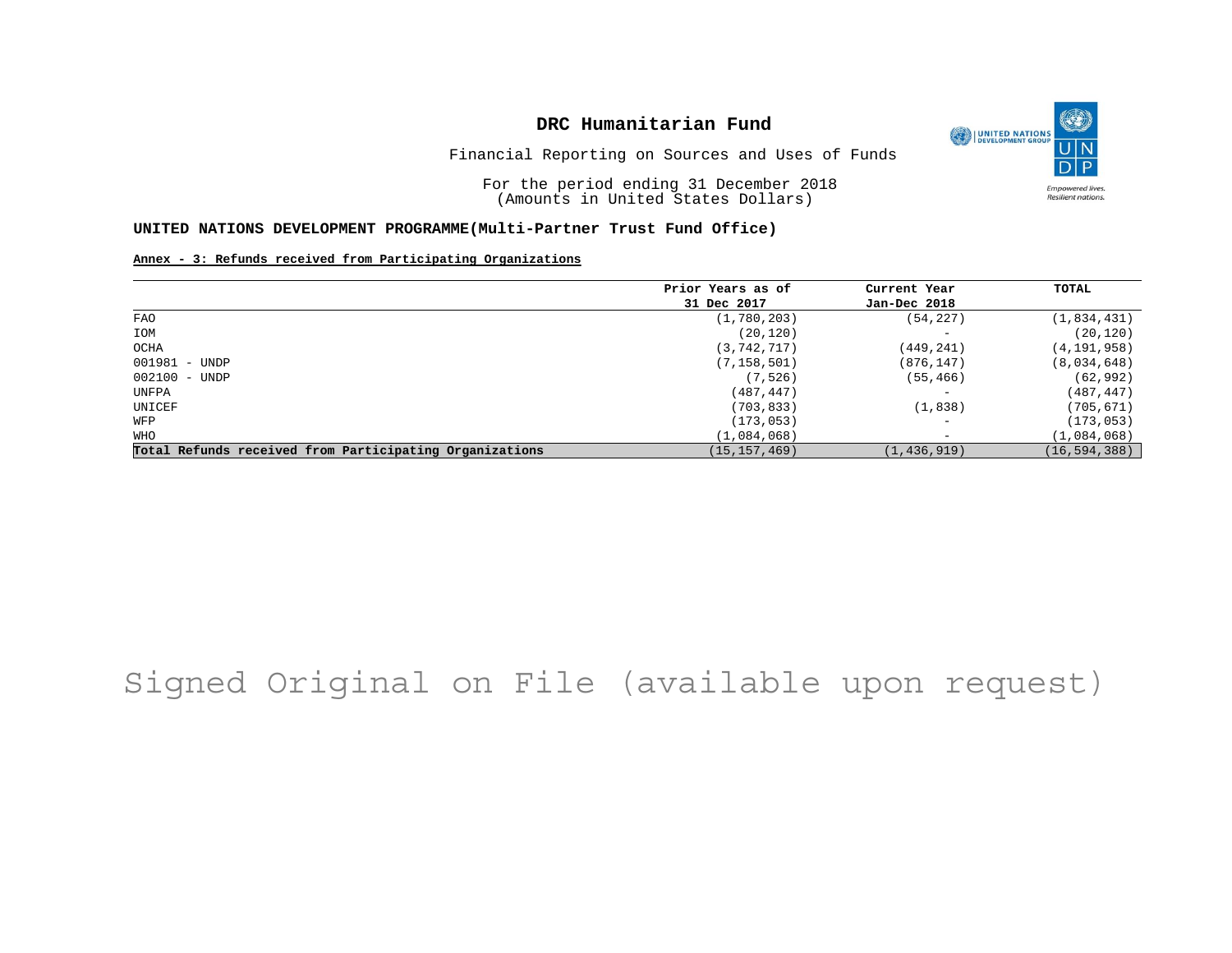# DRC Humanitarian Fund

Financial Reporting on Sources and Uses of Funds

For the period ending 31 December 2018
(Amounts in United States Dollars)

**UNITED NATIONS DEVELOPMENT PROGRAMME(Multi-Partner Trust Fund Office)**

**Annex - 3: Refunds received from Participating Organizations**

| | Prior Years as of 31 Dec 2017 | Current Year Jan-Dec 2018 | TOTAL |
|---|---|---|---|
| FAO | (1,780,203) | (54,227) | (1,834,431) |
| IOM | (20,120) | - | (20,120) |
| OCHA | (3,742,717) | (449,241) | (4,191,958) |
| 001981 - UNDP | (7,158,501) | (876,147) | (8,034,648) |
| 002100 - UNDP | (7,526) | (55,466) | (62,992) |
| UNFPA | (487,447) | - | (487,447) |
| UNICEF | (703,833) | (1,838) | (705,671) |
| WFP | (173,053) | - | (173,053) |
| WHO | (1,084,068) | - | (1,084,068) |
| **Total Refunds received from Participating Organizations** | (15,157,469) | (1,436,919) | (16,594,388) |

Signed Original on File (available upon request)